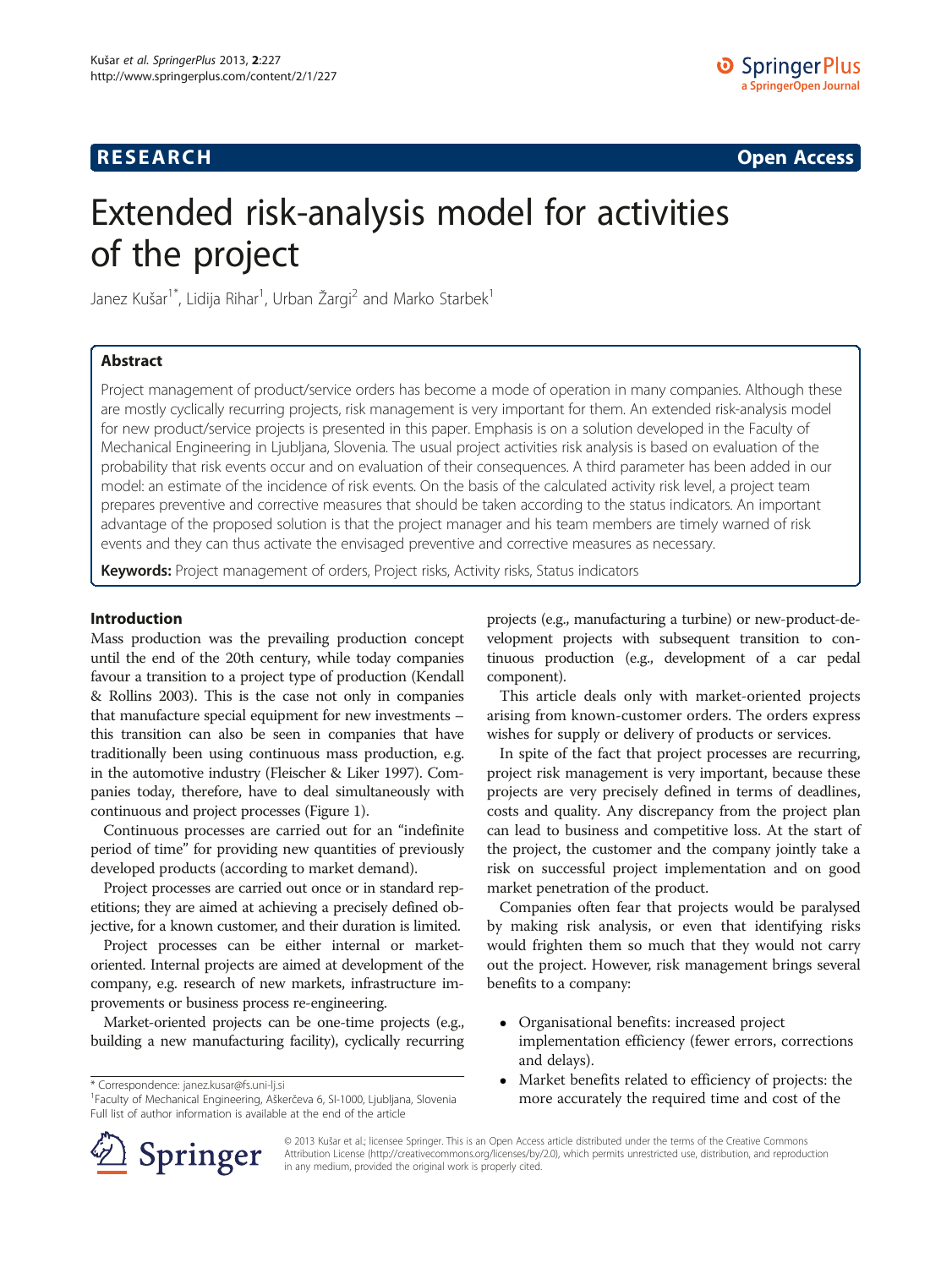RESEARCH Open Access

# Extended risk-analysis model for activities of the project

Janez Kušar[1*], Lidija Rihar[1], Urban Žargi[2] and Marko Starbek[1]

## Abstract

Project management of product/service orders has become a mode of operation in many companies. Although these are mostly cyclically recurring projects, risk management is very important for them. An extended risk-analysis model for new product/service projects is presented in this paper. Emphasis is on a solution developed in the Faculty of Mechanical Engineering in Ljubljana, Slovenia. The usual project activities risk analysis is based on evaluation of the probability that risk events occur and on evaluation of their consequences. A third parameter has been added in our model: an estimate of the incidence of risk events. On the basis of the calculated activity risk level, a project team prepares preventive and corrective measures that should be taken according to the status indicators. An important advantage of the proposed solution is that the project manager and his team members are timely warned of risk events and they can thus activate the envisaged preventive and corrective measures as necessary.

**Keywords:** Project management of orders, Project risks, Activity risks, Status indicators

## Introduction

Mass production was the prevailing production concept until the end of the 20th century, while today companies favour a transition to a project type of production (Kendall & Rollins 2003). This is the case not only in companies that manufacture special equipment for new investments – this transition can also be seen in companies that have traditionally been using continuous mass production, e.g. in the automotive industry (Fleischer & Liker 1997). Companies today, therefore, have to deal simultaneously with continuous and project processes (Figure 1).

Continuous processes are carried out for an "indefinite period of time" for providing new quantities of previously developed products (according to market demand).

Project processes are carried out once or in standard repetitions; they are aimed at achieving a precisely defined objective, for a known customer, and their duration is limited.

Project processes can be either internal or market-oriented. Internal projects are aimed at development of the company, e.g. research of new markets, infrastructure improvements or business process re-engineering.

Market-oriented projects can be one-time projects (e.g., building a new manufacturing facility), cyclically recurring projects (e.g., manufacturing a turbine) or new-product-development projects with subsequent transition to continuous production (e.g., development of a car pedal component).

This article deals only with market-oriented projects arising from known-customer orders. The orders express wishes for supply or delivery of products or services.

In spite of the fact that project processes are recurring, project risk management is very important, because these projects are very precisely defined in terms of deadlines, costs and quality. Any discrepancy from the project plan can lead to business and competitive loss. At the start of the project, the customer and the company jointly take a risk on successful project implementation and on good market penetration of the product.

Companies often fear that projects would be paralysed by making risk analysis, or even that identifying risks would frighten them so much that they would not carry out the project. However, risk management brings several benefits to a company:

- Organisational benefits: increased project implementation efficiency (fewer errors, corrections and delays).
- Market benefits related to efficiency of projects: the more accurately the required time and cost of the

\* Correspondence: janez.kusar@fs.uni-lj.si
[1]Faculty of Mechanical Engineering, Aškerčeva 6, SI-1000, Ljubljana, Slovenia
Full list of author information is available at the end of the article

© 2013 Kušar et al.; licensee Springer. This is an Open Access article distributed under the terms of the Creative Commons Attribution License (http://creativecommons.org/licenses/by/2.0), which permits unrestricted use, distribution, and reproduction in any medium, provided the original work is properly cited.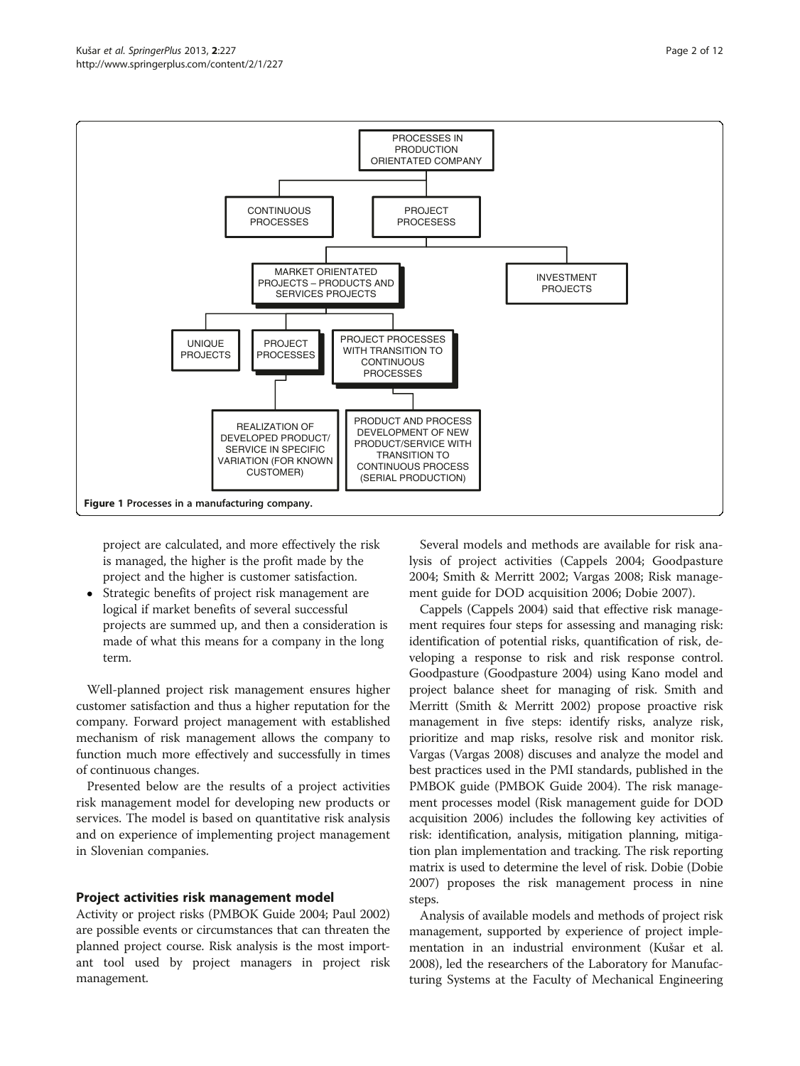PROCESSES IN PRODUCTION ORIENTATED COMPANY

CONTINUOUS PROCESSES

PROJECT PROCESESS

MARKET ORIENTATED PROJECTS – PRODUCTS AND SERVICES PROJECTS

INVESTMENT PROJECTS

UNIQUE PROJECTS

PROJECT PROCESSES

PROJECT PROCESSES WITH TRANSITION TO CONTINUOUS PROCESSES

REALIZATION OF DEVELOPED PRODUCT/ SERVICE IN SPECIFIC VARIATION (FOR KNOWN CUSTOMER)

PRODUCT AND PROCESS DEVELOPMENT OF NEW PRODUCT/SERVICE WITH TRANSITION TO CONTINUOUS PROCESS (SERIAL PRODUCTION)

**Figure 1** Processes in a manufacturing company.

project are calculated, and more effectively the risk is managed, the higher is the profit made by the project and the higher is customer satisfaction.

- Strategic benefits of project risk management are logical if market benefits of several successful projects are summed up, and then a consideration is made of what this means for a company in the long term.

Well-planned project risk management ensures higher customer satisfaction and thus a higher reputation for the company. Forward project management with established mechanism of risk management allows the company to function much more effectively and successfully in times of continuous changes.

Presented below are the results of a project activities risk management model for developing new products or services. The model is based on quantitative risk analysis and on experience of implementing project management in Slovenian companies.

## Project activities risk management model

Activity or project risks (PMBOK Guide 2004; Paul 2002) are possible events or circumstances that can threaten the planned project course. Risk analysis is the most important tool used by project managers in project risk management.

Several models and methods are available for risk analysis of project activities (Cappels 2004; Goodpasture 2004; Smith & Merritt 2002; Vargas 2008; Risk management guide for DOD acquisition 2006; Dobie 2007).

Cappels (Cappels 2004) said that effective risk management requires four steps for assessing and managing risk: identification of potential risks, quantification of risk, developing a response to risk and risk response control. Goodpasture (Goodpasture 2004) using Kano model and project balance sheet for managing of risk. Smith and Merritt (Smith & Merritt 2002) propose proactive risk management in five steps: identify risks, analyze risk, prioritize and map risks, resolve risk and monitor risk. Vargas (Vargas 2008) discuses and analyze the model and best practices used in the PMI standards, published in the PMBOK guide (PMBOK Guide 2004). The risk management processes model (Risk management guide for DOD acquisition 2006) includes the following key activities of risk: identification, analysis, mitigation planning, mitigation plan implementation and tracking. The risk reporting matrix is used to determine the level of risk. Dobie (Dobie 2007) proposes the risk management process in nine steps.

Analysis of available models and methods of project risk management, supported by experience of project implementation in an industrial environment (Kušar et al. 2008), led the researchers of the Laboratory for Manufacturing Systems at the Faculty of Mechanical Engineering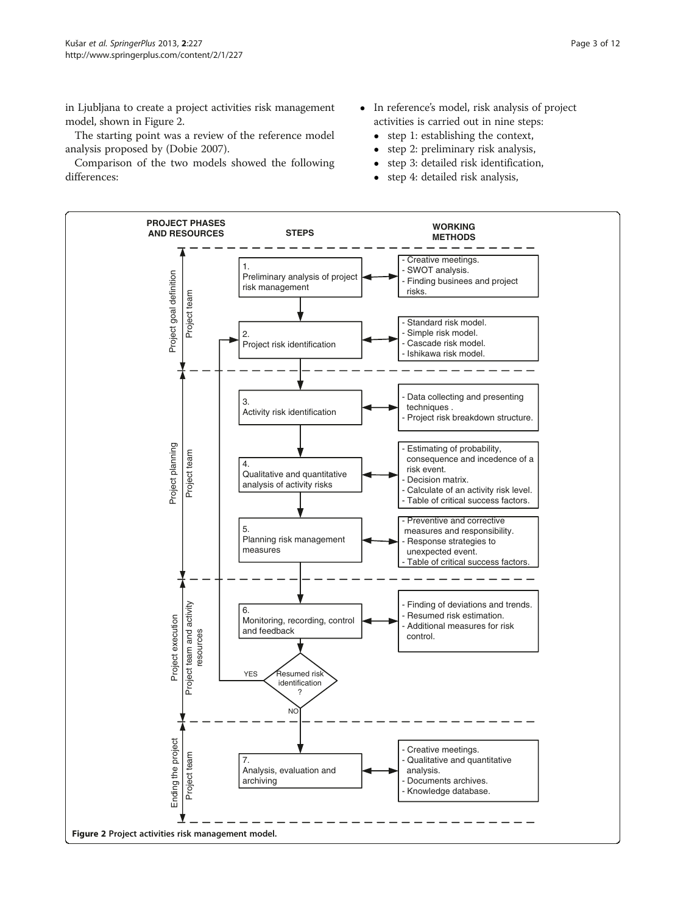in Ljubljana to create a project activities risk management model, shown in Figure 2.

The starting point was a review of the reference model analysis proposed by (Dobie 2007).

Comparison of the two models showed the following differences:

- In reference's model, risk analysis of project activities is carried out in nine steps:
  - step 1: establishing the context,
  - step 2: preliminary risk analysis,
  - step 3: detailed risk identification,
  - step 4: detailed risk analysis,

| PROJECT PHASES | RESOURCES | STEPS | WORKING METHODS |
|---|---|---|---|
| Project goal definition | Project team | 1. Preliminary analysis of project risk management | - Creative meetings.<br>- SWOT analysis.<br>- Finding businees and project risks. |
| Project goal definition | Project team | 2. Project risk identification | - Standard risk model.<br>- Simple risk model.<br>- Cascade risk model.<br>- Ishikawa risk model. |
| Project planning | Project team | 3. Activity risk identification | - Data collecting and presenting techniques .<br>- Project risk breakdown structure. |
| Project planning | Project team | 4. Qualitative and quantitative analysis of activity risks | - Estimating of probability, consequence and incedence of a risk event.<br>- Decision matrix.<br>- Calculate of an activity risk level.<br>- Table of critical success factors. |
| Project planning | Project team | 5. Planning risk management measures | - Preventive and corrective measures and responsibility.<br>- Response strategies to unexpected event.<br>- Table of critical success factors. |
| Project execution | Project team and activity resources | 6. Monitoring, recording, control and feedback | - Finding of deviations and trends.<br>- Resumed risk estimation.<br>- Additional measures for risk control. |
| Project execution | Project team and activity resources | Resumed risk identification ? (YES: back to step 2; NO: continue to step 7) | |
| Ending the project | Project team | 7. Analysis, evaluation and archiving | - Creative meetings.<br>- Qualitative and quantitative analysis.<br>- Documents archives.<br>- Knowledge database. |

**Figure 2** Project activities risk management model.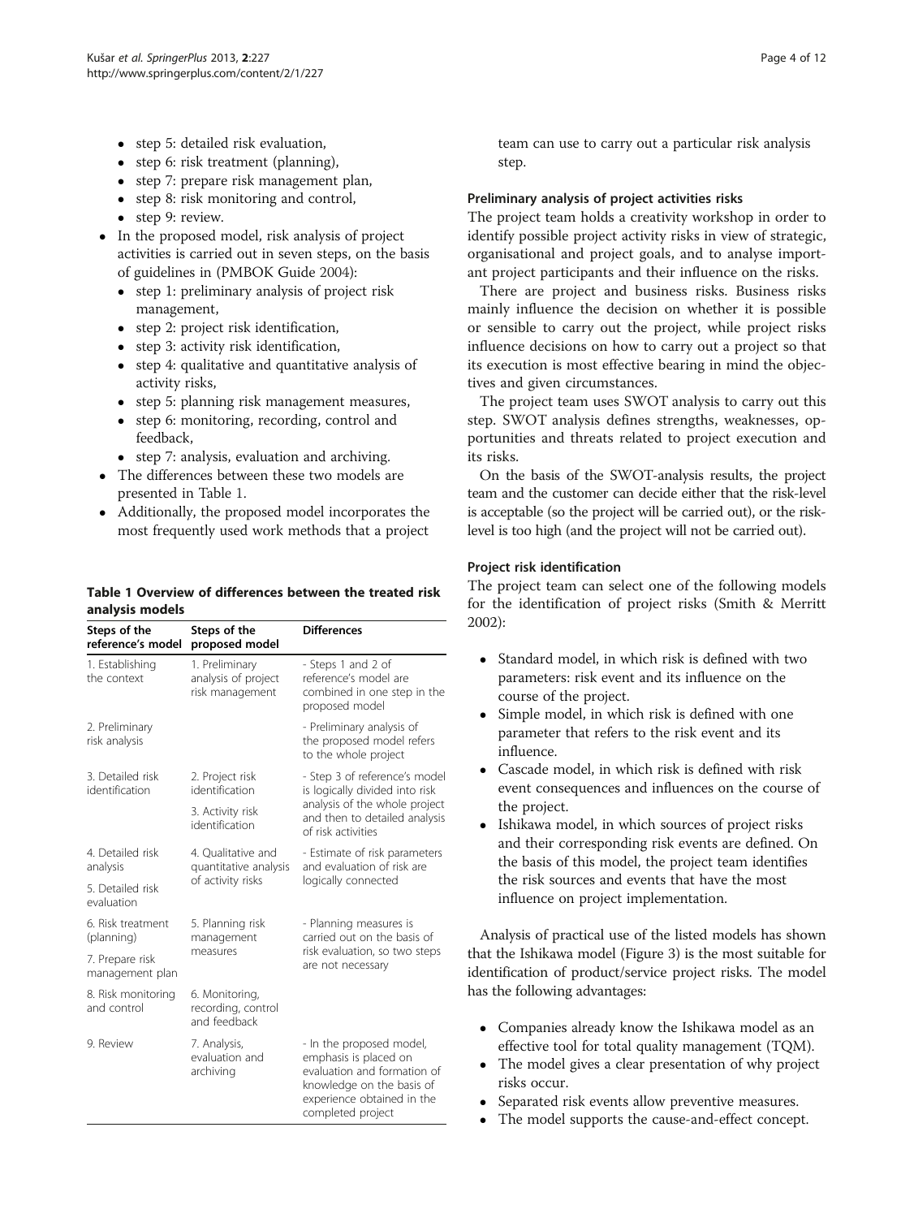- step 5: detailed risk evaluation,
  - step 6: risk treatment (planning),
  - step 7: prepare risk management plan,
  - step 8: risk monitoring and control,
  - step 9: review.
- In the proposed model, risk analysis of project activities is carried out in seven steps, on the basis of guidelines in (PMBOK Guide 2004):
  - step 1: preliminary analysis of project risk management,
  - step 2: project risk identification,
  - step 3: activity risk identification,
  - step 4: qualitative and quantitative analysis of activity risks,
  - step 5: planning risk management measures,
  - step 6: monitoring, recording, control and feedback,
  - step 7: analysis, evaluation and archiving.
- The differences between these two models are presented in Table 1.
- Additionally, the proposed model incorporates the most frequently used work methods that a project team can use to carry out a particular risk analysis step.

**Table 1 Overview of differences between the treated risk analysis models**

| Steps of the reference's model | Steps of the proposed model | Differences |
| --- | --- | --- |
| 1. Establishing the context | 1. Preliminary analysis of project risk management | - Steps 1 and 2 of reference's model are combined in one step in the proposed model |
| 2. Preliminary risk analysis | | - Preliminary analysis of the proposed model refers to the whole project |
| 3. Detailed risk identification | 2. Project risk identification | - Step 3 of reference's model is logically divided into risk analysis of the whole project and then to detailed analysis of risk activities |
| | 3. Activity risk identification | |
| 4. Detailed risk analysis | 4. Qualitative and quantitative analysis of activity risks | - Estimate of risk parameters and evaluation of risk are logically connected |
| 5. Detailed risk evaluation | | |
| 6. Risk treatment (planning) | 5. Planning risk management measures | - Planning measures is carried out on the basis of risk evaluation, so two steps are not necessary |
| 7. Prepare risk management plan | | |
| 8. Risk monitoring and control | 6. Monitoring, recording, control and feedback | |
| 9. Review | 7. Analysis, evaluation and archiving | - In the proposed model, emphasis is placed on evaluation and formation of knowledge on the basis of experience obtained in the completed project |

### Preliminary analysis of project activities risks

The project team holds a creativity workshop in order to identify possible project activity risks in view of strategic, organisational and project goals, and to analyse important project participants and their influence on the risks.

There are project and business risks. Business risks mainly influence the decision on whether it is possible or sensible to carry out the project, while project risks influence decisions on how to carry out a project so that its execution is most effective bearing in mind the objectives and given circumstances.

The project team uses SWOT analysis to carry out this step. SWOT analysis defines strengths, weaknesses, opportunities and threats related to project execution and its risks.

On the basis of the SWOT-analysis results, the project team and the customer can decide either that the risk-level is acceptable (so the project will be carried out), or the risk-level is too high (and the project will not be carried out).

### Project risk identification

The project team can select one of the following models for the identification of project risks (Smith & Merritt 2002):

- Standard model, in which risk is defined with two parameters: risk event and its influence on the course of the project.
- Simple model, in which risk is defined with one parameter that refers to the risk event and its influence.
- Cascade model, in which risk is defined with risk event consequences and influences on the course of the project.
- Ishikawa model, in which sources of project risks and their corresponding risk events are defined. On the basis of this model, the project team identifies the risk sources and events that have the most influence on project implementation.

Analysis of practical use of the listed models has shown that the Ishikawa model (Figure 3) is the most suitable for identification of product/service project risks. The model has the following advantages:

- Companies already know the Ishikawa model as an effective tool for total quality management (TQM).
- The model gives a clear presentation of why project risks occur.
- Separated risk events allow preventive measures.
- The model supports the cause-and-effect concept.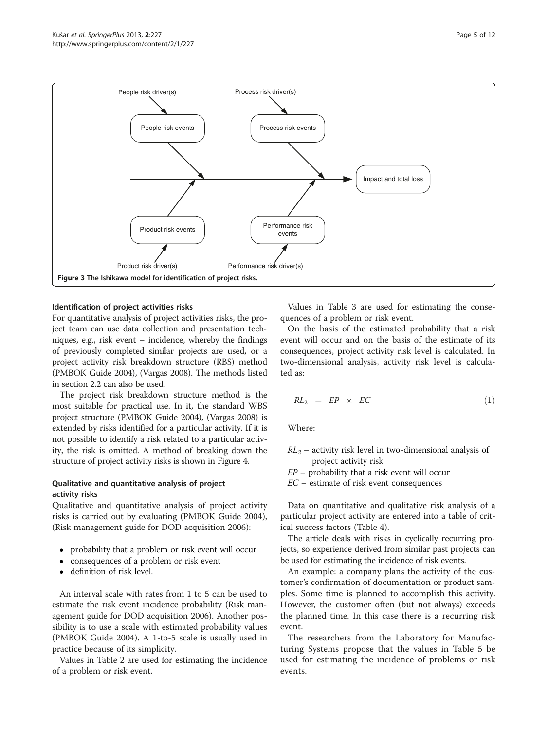Figure 3 The Ishikawa model for identification of project risks.

### Identification of project activities risks

For quantitative analysis of project activities risks, the project team can use data collection and presentation techniques, e.g., risk event – incidence, whereby the findings of previously completed similar projects are used, or a project activity risk breakdown structure (RBS) method (PMBOK Guide 2004), (Vargas 2008). The methods listed in section 2.2 can also be used.

The project risk breakdown structure method is the most suitable for practical use. In it, the standard WBS project structure (PMBOK Guide 2004), (Vargas 2008) is extended by risks identified for a particular activity. If it is not possible to identify a risk related to a particular activity, the risk is omitted. A method of breaking down the structure of project activity risks is shown in Figure 4.

### Qualitative and quantitative analysis of project activity risks

Qualitative and quantitative analysis of project activity risks is carried out by evaluating (PMBOK Guide 2004), (Risk management guide for DOD acquisition 2006):

- probability that a problem or risk event will occur
- consequences of a problem or risk event
- definition of risk level.

An interval scale with rates from 1 to 5 can be used to estimate the risk event incidence probability (Risk management guide for DOD acquisition 2006). Another possibility is to use a scale with estimated probability values (PMBOK Guide 2004). A 1-to-5 scale is usually used in practice because of its simplicity.

Values in Table 2 are used for estimating the incidence of a problem or risk event.

Values in Table 3 are used for estimating the consequences of a problem or risk event.

On the basis of the estimated probability that a risk event will occur and on the basis of the estimate of its consequences, project activity risk level is calculated. In two-dimensional analysis, activity risk level is calculated as:

$$RL_2 = EP \times EC \tag{1}$$

Where:

$RL_2$ – activity risk level in two-dimensional analysis of project activity risk
$EP$ – probability that a risk event will occur
$EC$ – estimate of risk event consequences

Data on quantitative and qualitative risk analysis of a particular project activity are entered into a table of critical success factors (Table 4).

The article deals with risks in cyclically recurring projects, so experience derived from similar past projects can be used for estimating the incidence of risk events.

An example: a company plans the activity of the customer's confirmation of documentation or product samples. Some time is planned to accomplish this activity. However, the customer often (but not always) exceeds the planned time. In this case there is a recurring risk event.

The researchers from the Laboratory for Manufacturing Systems propose that the values in Table 5 be used for estimating the incidence of problems or risk events.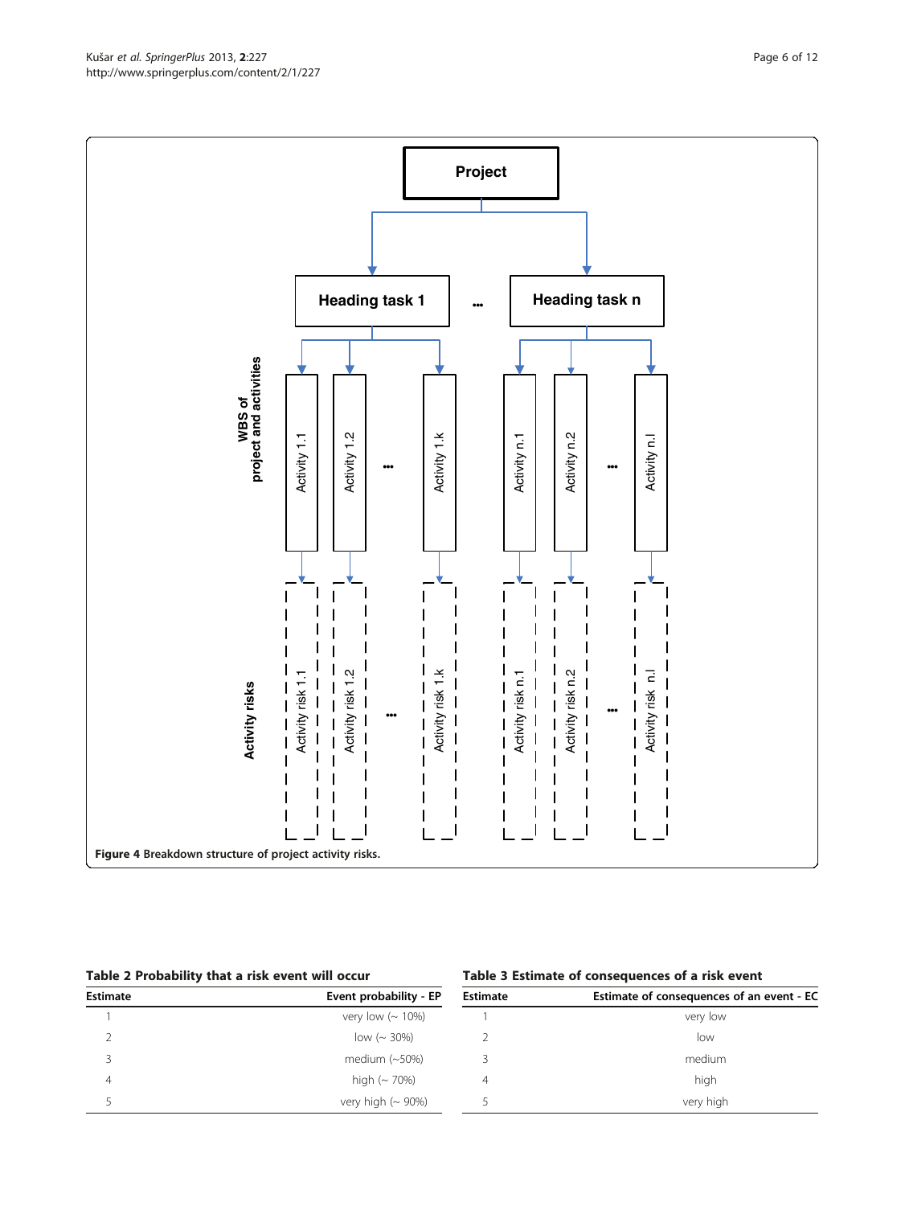Figure 4 Breakdown structure of project activity risks.

**Table 2 Probability that a risk event will occur**

| Estimate | Event probability - EP |
|---|---|
| 1 | very low (~ 10%) |
| 2 | low (~ 30%) |
| 3 | medium (~50%) |
| 4 | high (~ 70%) |
| 5 | very high (~ 90%) |

**Table 3 Estimate of consequences of a risk event**

| Estimate | Estimate of consequences of an event - EC |
|---|---|
| 1 | very low |
| 2 | low |
| 3 | medium |
| 4 | high |
| 5 | very high |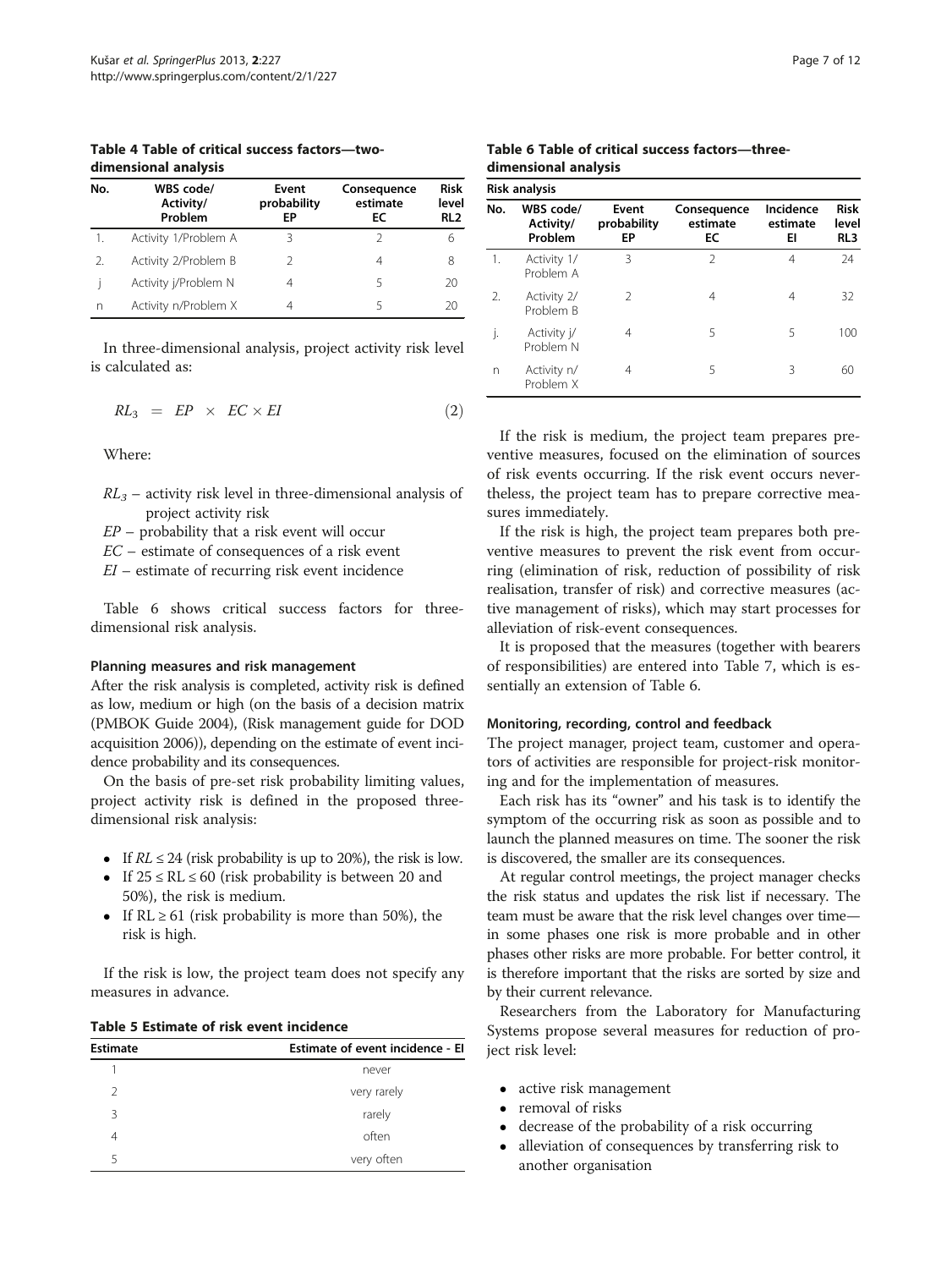**Table 4 Table of critical success factors—two-dimensional analysis**

| No. | WBS code/ Activity/ Problem | Event probability EP | Consequence estimate EC | Risk level RL2 |
|---|---|---|---|---|
| 1. | Activity 1/Problem A | 3 | 2 | 6 |
| 2. | Activity 2/Problem B | 2 | 4 | 8 |
| j | Activity j/Problem N | 4 | 5 | 20 |
| n | Activity n/Problem X | 4 | 5 | 20 |

In three-dimensional analysis, project activity risk level is calculated as:

$$RL_3 = EP \times EC \times EI \qquad (2)$$

Where:

- $RL_3$ – activity risk level in three-dimensional analysis of project activity risk
- $EP$ – probability that a risk event will occur
- $EC$ – estimate of consequences of a risk event
- $EI$ – estimate of recurring risk event incidence

Table 6 shows critical success factors for three-dimensional risk analysis.

### Planning measures and risk management

After the risk analysis is completed, activity risk is defined as low, medium or high (on the basis of a decision matrix (PMBOK Guide 2004), (Risk management guide for DOD acquisition 2006)), depending on the estimate of event incidence probability and its consequences.

On the basis of pre-set risk probability limiting values, project activity risk is defined in the proposed three-dimensional risk analysis:

- If $RL \leq 24$ (risk probability is up to 20%), the risk is low.
- If $25 \leq RL \leq 60$ (risk probability is between 20 and 50%), the risk is medium.
- If $RL \geq 61$ (risk probability is more than 50%), the risk is high.

If the risk is low, the project team does not specify any measures in advance.

**Table 5 Estimate of risk event incidence**

| Estimate | Estimate of event incidence - EI |
|---|---|
| 1 | never |
| 2 | very rarely |
| 3 | rarely |
| 4 | often |
| 5 | very often |

**Table 6 Table of critical success factors—three-dimensional analysis**

| Risk analysis | | | | | |
|---|---|---|---|---|---|
| No. | WBS code/ Activity/ Problem | Event probability EP | Consequence estimate EC | Incidence estimate EI | Risk level RL3 |
| 1. | Activity 1/ Problem A | 3 | 2 | 4 | 24 |
| 2. | Activity 2/ Problem B | 2 | 4 | 4 | 32 |
| j. | Activity j/ Problem N | 4 | 5 | 5 | 100 |
| n | Activity n/ Problem X | 4 | 5 | 3 | 60 |

If the risk is medium, the project team prepares preventive measures, focused on the elimination of sources of risk events occurring. If the risk event occurs nevertheless, the project team has to prepare corrective measures immediately.

If the risk is high, the project team prepares both preventive measures to prevent the risk event from occurring (elimination of risk, reduction of possibility of risk realisation, transfer of risk) and corrective measures (active management of risks), which may start processes for alleviation of risk-event consequences.

It is proposed that the measures (together with bearers of responsibilities) are entered into Table 7, which is essentially an extension of Table 6.

### Monitoring, recording, control and feedback

The project manager, project team, customer and operators of activities are responsible for project-risk monitoring and for the implementation of measures.

Each risk has its "owner" and his task is to identify the symptom of the occurring risk as soon as possible and to launch the planned measures on time. The sooner the risk is discovered, the smaller are its consequences.

At regular control meetings, the project manager checks the risk status and updates the risk list if necessary. The team must be aware that the risk level changes over time—in some phases one risk is more probable and in other phases other risks are more probable. For better control, it is therefore important that the risks are sorted by size and by their current relevance.

Researchers from the Laboratory for Manufacturing Systems propose several measures for reduction of project risk level:

- active risk management
- removal of risks
- decrease of the probability of a risk occurring
- alleviation of consequences by transferring risk to another organisation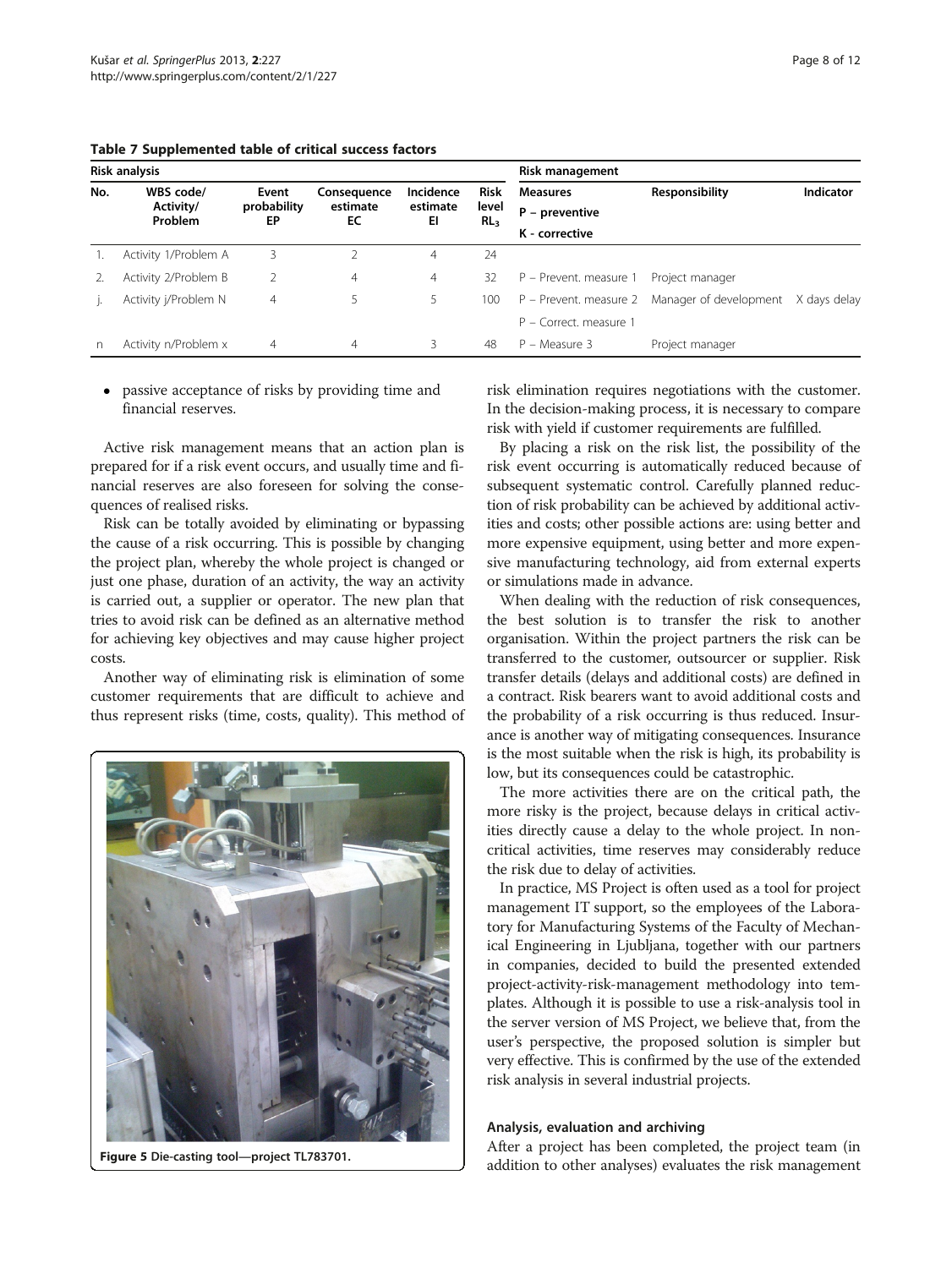**Table 7 Supplemented table of critical success factors**

| Risk analysis | | | | | | Risk management | | |
|---|---|---|---|---|---|---|---|---|
| No. | WBS code/ Activity/ Problem | Event probability EP | Consequence estimate EC | Incidence estimate EI | Risk level $RL_3$ | Measures P – preventive K - corrective | Responsibility | Indicator |
| 1. | Activity 1/Problem A | 3 | 2 | 4 | 24 | | | |
| 2. | Activity 2/Problem B | 2 | 4 | 4 | 32 | P – Prevent. measure 1 | Project manager | |
| j. | Activity j/Problem N | 4 | 5 | 5 | 100 | P – Prevent. measure 2 | Manager of development | X days delay |
| | | | | | | P – Correct. measure 1 | | |
| n | Activity n/Problem x | 4 | 4 | 3 | 48 | P – Measure 3 | Project manager | |

- passive acceptance of risks by providing time and financial reserves.

Active risk management means that an action plan is prepared for if a risk event occurs, and usually time and financial reserves are also foreseen for solving the consequences of realised risks.

Risk can be totally avoided by eliminating or bypassing the cause of a risk occurring. This is possible by changing the project plan, whereby the whole project is changed or just one phase, duration of an activity, the way an activity is carried out, a supplier or operator. The new plan that tries to avoid risk can be defined as an alternative method for achieving key objectives and may cause higher project costs.

Another way of eliminating risk is elimination of some customer requirements that are difficult to achieve and thus represent risks (time, costs, quality). This method of risk elimination requires negotiations with the customer. In the decision-making process, it is necessary to compare risk with yield if customer requirements are fulfilled.

**Figure 5** Die-casting tool—project TL783701.

By placing a risk on the risk list, the possibility of the risk event occurring is automatically reduced because of subsequent systematic control. Carefully planned reduction of risk probability can be achieved by additional activities and costs; other possible actions are: using better and more expensive equipment, using better and more expensive manufacturing technology, aid from external experts or simulations made in advance.

When dealing with the reduction of risk consequences, the best solution is to transfer the risk to another organisation. Within the project partners the risk can be transferred to the customer, outsourcer or supplier. Risk transfer details (delays and additional costs) are defined in a contract. Risk bearers want to avoid additional costs and the probability of a risk occurring is thus reduced. Insurance is another way of mitigating consequences. Insurance is the most suitable when the risk is high, its probability is low, but its consequences could be catastrophic.

The more activities there are on the critical path, the more risky is the project, because delays in critical activities directly cause a delay to the whole project. In non-critical activities, time reserves may considerably reduce the risk due to delay of activities.

In practice, MS Project is often used as a tool for project management IT support, so the employees of the Laboratory for Manufacturing Systems of the Faculty of Mechanical Engineering in Ljubljana, together with our partners in companies, decided to build the presented extended project-activity-risk-management methodology into templates. Although it is possible to use a risk-analysis tool in the server version of MS Project, we believe that, from the user's perspective, the proposed solution is simpler but very effective. This is confirmed by the use of the extended risk analysis in several industrial projects.

### Analysis, evaluation and archiving

After a project has been completed, the project team (in addition to other analyses) evaluates the risk management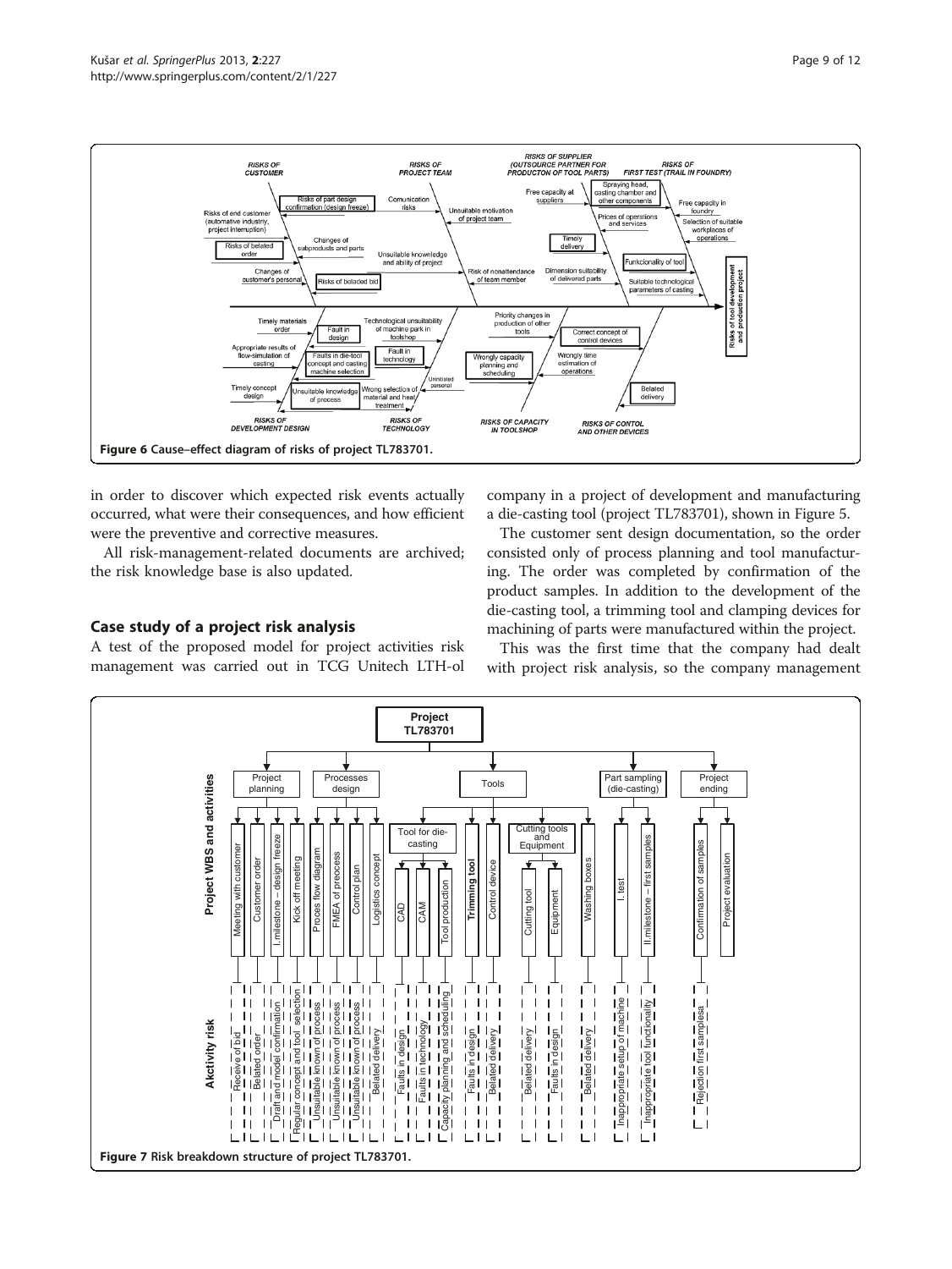Figure 6 Cause–effect diagram of risks of project TL783701.

in order to discover which expected risk events actually occurred, what were their consequences, and how efficient were the preventive and corrective measures.

All risk-management-related documents are archived; the risk knowledge base is also updated.

## Case study of a project risk analysis

A test of the proposed model for project activities risk management was carried out in TCG Unitech LTH-ol company in a project of development and manufacturing a die-casting tool (project TL783701), shown in Figure 5.

The customer sent design documentation, so the order consisted only of process planning and tool manufacturing. The order was completed by confirmation of the product samples. In addition to the development of the die-casting tool, a trimming tool and clamping devices for machining of parts were manufactured within the project.

This was the first time that the company had dealt with project risk analysis, so the company management

Figure 7 Risk breakdown structure of project TL783701.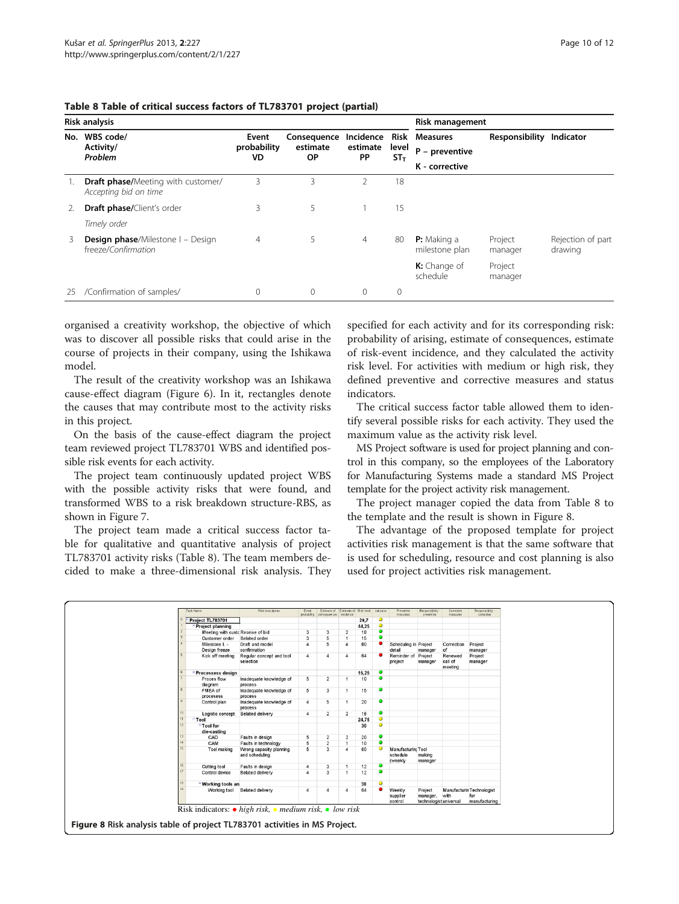**Table 8 Table of critical success factors of TL783701 project (partial)**

| Risk analysis | | | | | | Risk management | | |
|---|---|---|---|---|---|---|---|---|
| No. | WBS code/ Activity/ *Problem* | Event probability VD | Consequence estimate OP | Incidence estimate PP | Risk level $ST_T$ | Measures P – preventive K - corrective | Responsibility | Indicator |
| 1. | **Draft phase**/Meeting with customer/ *Accepting bid on time* | 3 | 3 | 2 | 18 | | | |
| 2. | **Draft phase**/Client's order *Timely order* | 3 | 5 | 1 | 15 | | | |
| 3 | **Design phase**/Milestone I – Design freeze/*Confirmation* | 4 | 5 | 4 | 80 | **P:** Making a milestone plan | Project manager | Rejection of part drawing |
| | | | | | | **K:** Change of schedule | Project manager | |
| 25 | /Confirmation of samples/ | 0 | 0 | 0 | 0 | | | |

organised a creativity workshop, the objective of which was to discover all possible risks that could arise in the course of projects in their company, using the Ishikawa model.

The result of the creativity workshop was an Ishikawa cause-effect diagram (Figure 6). In it, rectangles denote the causes that may contribute most to the activity risks in this project.

On the basis of the cause-effect diagram the project team reviewed project TL783701 WBS and identified possible risk events for each activity.

The project team continuously updated project WBS with the possible activity risks that were found, and transformed WBS to a risk breakdown structure-RBS, as shown in Figure 7.

The project team made a critical success factor table for qualitative and quantitative analysis of project TL783701 activity risks (Table 8). The team members decided to make a three-dimensional risk analysis. They specified for each activity and for its corresponding risk: probability of arising, estimate of consequences, estimate of risk-event incidence, and they calculated the activity risk level. For activities with medium or high risk, they defined preventive and corrective measures and status indicators.

The critical success factor table allowed them to identify several possible risks for each activity. They used the maximum value as the activity risk level.

MS Project software is used for project planning and control in this company, so the employees of the Laboratory for Manufacturing Systems made a standard MS Project template for the project activity risk management.

The project manager copied the data from Table 8 to the template and the result is shown in Figure 8.

The advantage of the proposed template for project activities risk management is that the same software that is used for scheduling, resource and cost planning is also used for project activities risk management.

| | Task Name | Risk description | Event probability | Estimate of consequences | Estimate of incidence | Risk level | Indicator | Preventive measures | Responsibility preventive | Corrective measures | Responsibility corrective |
|---|---|---|---|---|---|---|---|---|---|---|---|
| 0 | Project TL783701 | | | | | 29,7 | ● | | | | |
| 1 | Project planning | | | | | 44,25 | ● | | | | |
| 2 | Meeting with custo | Receive of bid | 3 | 3 | 2 | 18 | ● | | | | |
| 3 | Customer order | Belated order | 3 | 5 | 1 | 15 | ● | | | | |
| 4 | Milestone I. - Design freeze | Draft and model confirmation | 4 | 5 | 4 | 80 | ● | Scheduling in detail | Project manager | Correction of | Project manager |
| 5 | Kick off meeting | Regular concept and tool selection | 4 | 4 | 4 | 64 | ● | Reminder of project | Project manager | Renewed call of meeting | Project manager |
| 6 | Processess design | | | | | 15,25 | ● | | | | |
| 7 | Proces flow diagram | Inadequate knowledge of process | 5 | 2 | 1 | 10 | ● | | | | |
| 8 | FMEA of processes | Inadequate knowledge of process | 5 | 3 | 1 | 15 | ● | | | | |
| 9 | Control plan | Inadequate knowledge of process | 4 | 5 | 1 | 20 | ● | | | | |
| 10 | Logistic concept | Belated delivery | 4 | 2 | 2 | 16 | ● | | | | |
| 11 | Tool | | | | | 24,75 | ● | | | | |
| 12 | Tool for die-casting | | | | | 30 | ● | | | | |
| 13 | CAD | Faults in design | 5 | 2 | 2 | 20 | ● | | | | |
| 14 | CAM | Faults in technology | 5 | 2 | 1 | 10 | ● | | | | |
| 15 | Tool making | Wrong capacity planning and scheduling | 5 | 3 | 4 | 60 | ● | Manufacturing schedule (weekly | Tool making manager | | |
| 16 | Cutting tool | Faults in design | 4 | 3 | 1 | 12 | ● | | | | |
| 17 | Control device | Belated delivery | 4 | 3 | 1 | 12 | ● | | | | |
| 18 | Working tools an | | | | | 38 | ● | | | | |
| 19 | Working tool | Belated delivery | 4 | 4 | 4 | 64 | ● | Weekly supplier control | Project manager, technologist | Manufacturing with universal | Technologist for manufacturing |

Risk indicators: ● *high risk*, ● *medium risk*, ● *low risk*

**Figure 8** Risk analysis table of project TL783701 activities in MS Project.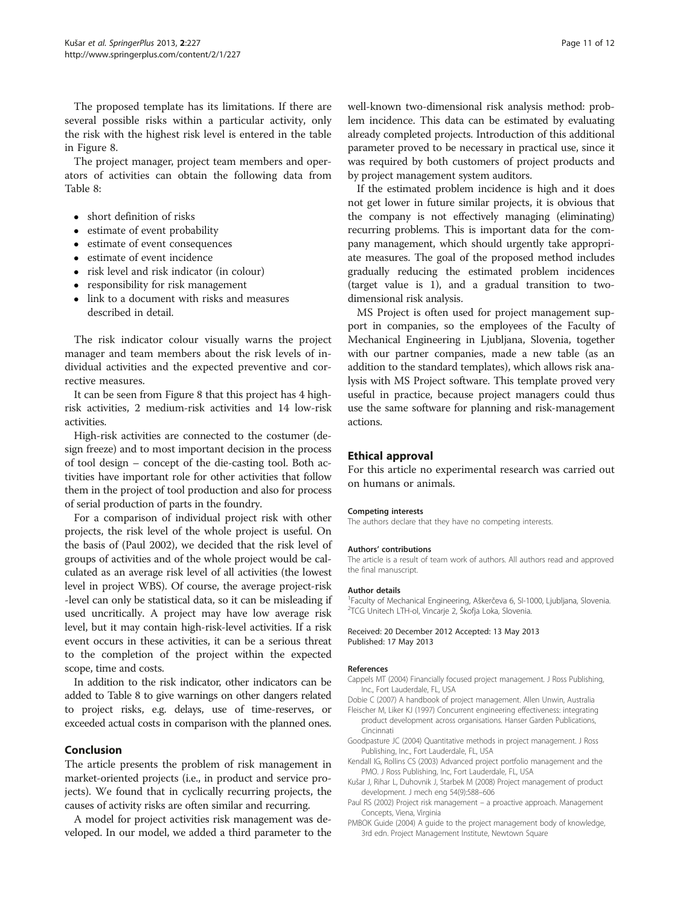The proposed template has its limitations. If there are several possible risks within a particular activity, only the risk with the highest risk level is entered in the table in Figure 8.

The project manager, project team members and operators of activities can obtain the following data from Table 8:

- short definition of risks
- estimate of event probability
- estimate of event consequences
- estimate of event incidence
- risk level and risk indicator (in colour)
- responsibility for risk management
- link to a document with risks and measures described in detail.

The risk indicator colour visually warns the project manager and team members about the risk levels of individual activities and the expected preventive and corrective measures.

It can be seen from Figure 8 that this project has 4 high-risk activities, 2 medium-risk activities and 14 low-risk activities.

High-risk activities are connected to the costumer (design freeze) and to most important decision in the process of tool design – concept of the die-casting tool. Both activities have important role for other activities that follow them in the project of tool production and also for process of serial production of parts in the foundry.

For a comparison of individual project risk with other projects, the risk level of the whole project is useful. On the basis of (Paul 2002), we decided that the risk level of groups of activities and of the whole project would be calculated as an average risk level of all activities (the lowest level in project WBS). Of course, the average project-risk -level can only be statistical data, so it can be misleading if used uncritically. A project may have low average risk level, but it may contain high-risk-level activities. If a risk event occurs in these activities, it can be a serious threat to the completion of the project within the expected scope, time and costs.

In addition to the risk indicator, other indicators can be added to Table 8 to give warnings on other dangers related to project risks, e.g. delays, use of time-reserves, or exceeded actual costs in comparison with the planned ones.

## Conclusion

The article presents the problem of risk management in market-oriented projects (i.e., in product and service projects). We found that in cyclically recurring projects, the causes of activity risks are often similar and recurring.

A model for project activities risk management was developed. In our model, we added a third parameter to the well-known two-dimensional risk analysis method: problem incidence. This data can be estimated by evaluating already completed projects. Introduction of this additional parameter proved to be necessary in practical use, since it was required by both customers of project products and by project management system auditors.

If the estimated problem incidence is high and it does not get lower in future similar projects, it is obvious that the company is not effectively managing (eliminating) recurring problems. This is important data for the company management, which should urgently take appropriate measures. The goal of the proposed method includes gradually reducing the estimated problem incidences (target value is 1), and a gradual transition to two-dimensional risk analysis.

MS Project is often used for project management support in companies, so the employees of the Faculty of Mechanical Engineering in Ljubljana, Slovenia, together with our partner companies, made a new table (as an addition to the standard templates), which allows risk analysis with MS Project software. This template proved very useful in practice, because project managers could thus use the same software for planning and risk-management actions.

## Ethical approval

For this article no experimental research was carried out on humans or animals.

#### Competing interests

The authors declare that they have no competing interests.

#### Authors' contributions

The article is a result of team work of authors. All authors read and approved the final manuscript.

#### Author details

[1]Faculty of Mechanical Engineering, Aškerčeva 6, SI-1000, Ljubljana, Slovenia. [2]TCG Unitech LTH-ol, Vincarje 2, Škofja Loka, Slovenia.

Received: 20 December 2012 Accepted: 13 May 2013
Published: 17 May 2013

#### References

Cappels MT (2004) Financially focused project management. J Ross Publishing, Inc., Fort Lauderdale, FL, USA

Dobie C (2007) A handbook of project management. Allen Unwin, Australia

Fleischer M, Liker KJ (1997) Concurrent engineering effectiveness: integrating product development across organisations. Hanser Garden Publications, Cincinnati

Goodpasture JC (2004) Quantitative methods in project management. J Ross Publishing, Inc., Fort Lauderdale, FL, USA

Kendall IG, Rollins CS (2003) Advanced project portfolio management and the PMO. J Ross Publishing, Inc, Fort Lauderdale, FL, USA

Kušar J, Rihar L, Duhovnik J, Starbek M (2008) Project management of product development. J mech eng 54(9):588–606

Paul RS (2002) Project risk management – a proactive approach. Management Concepts, Viena, Virginia

PMBOK Guide (2004) A guide to the project management body of knowledge, 3rd edn. Project Management Institute, Newtown Square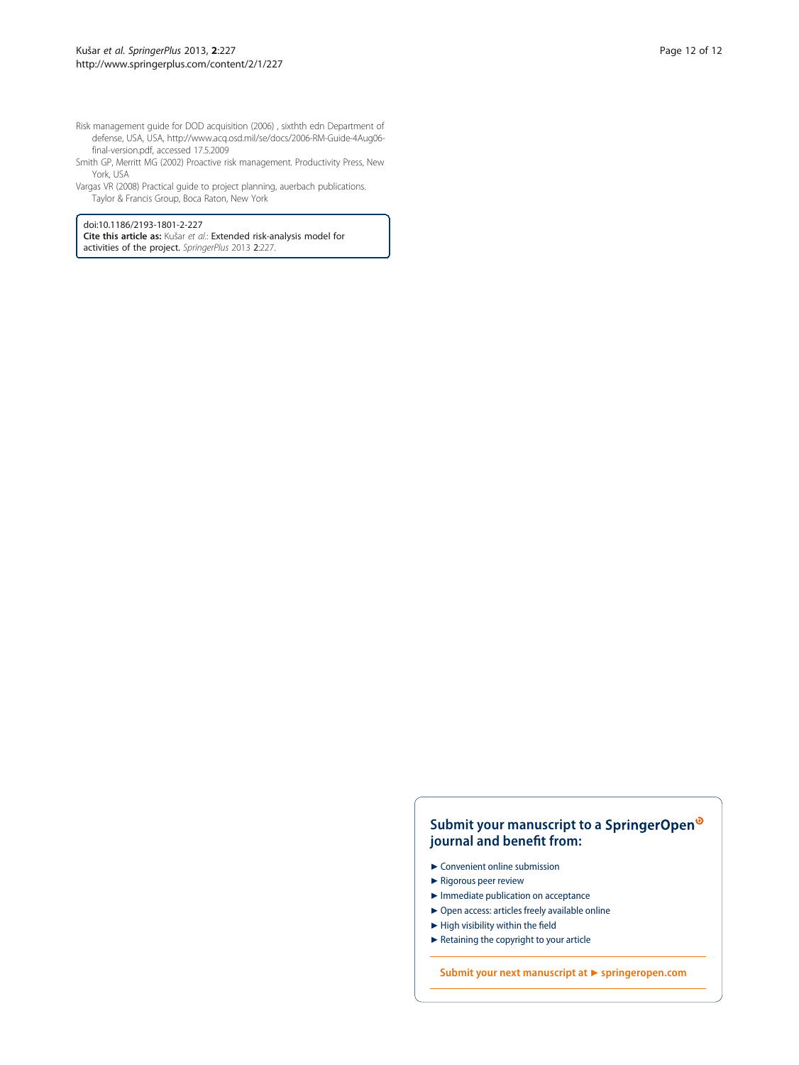Risk management guide for DOD acquisition (2006) , sixthth edn Department of defense, USA, USA, http://www.acq.osd.mil/se/docs/2006-RM-Guide-4Aug06-final-version.pdf, accessed 17.5.2009

Smith GP, Merritt MG (2002) Proactive risk management. Productivity Press, New York, USA

Vargas VR (2008) Practical guide to project planning, auerbach publications. Taylor & Francis Group, Boca Raton, New York

doi:10.1186/2193-1801-2-227

**Cite this article as:** Kušar *et al.*: Extended risk-analysis model for activities of the project. *SpringerPlus* 2013 **2**:227.

**Submit your manuscript to a SpringerOpen journal and benefit from:**

- ► Convenient online submission
- ► Rigorous peer review
- ► Immediate publication on acceptance
- ► Open access: articles freely available online
- ► High visibility within the field
- ► Retaining the copyright to your article

**Submit your next manuscript at ► springeropen.com**